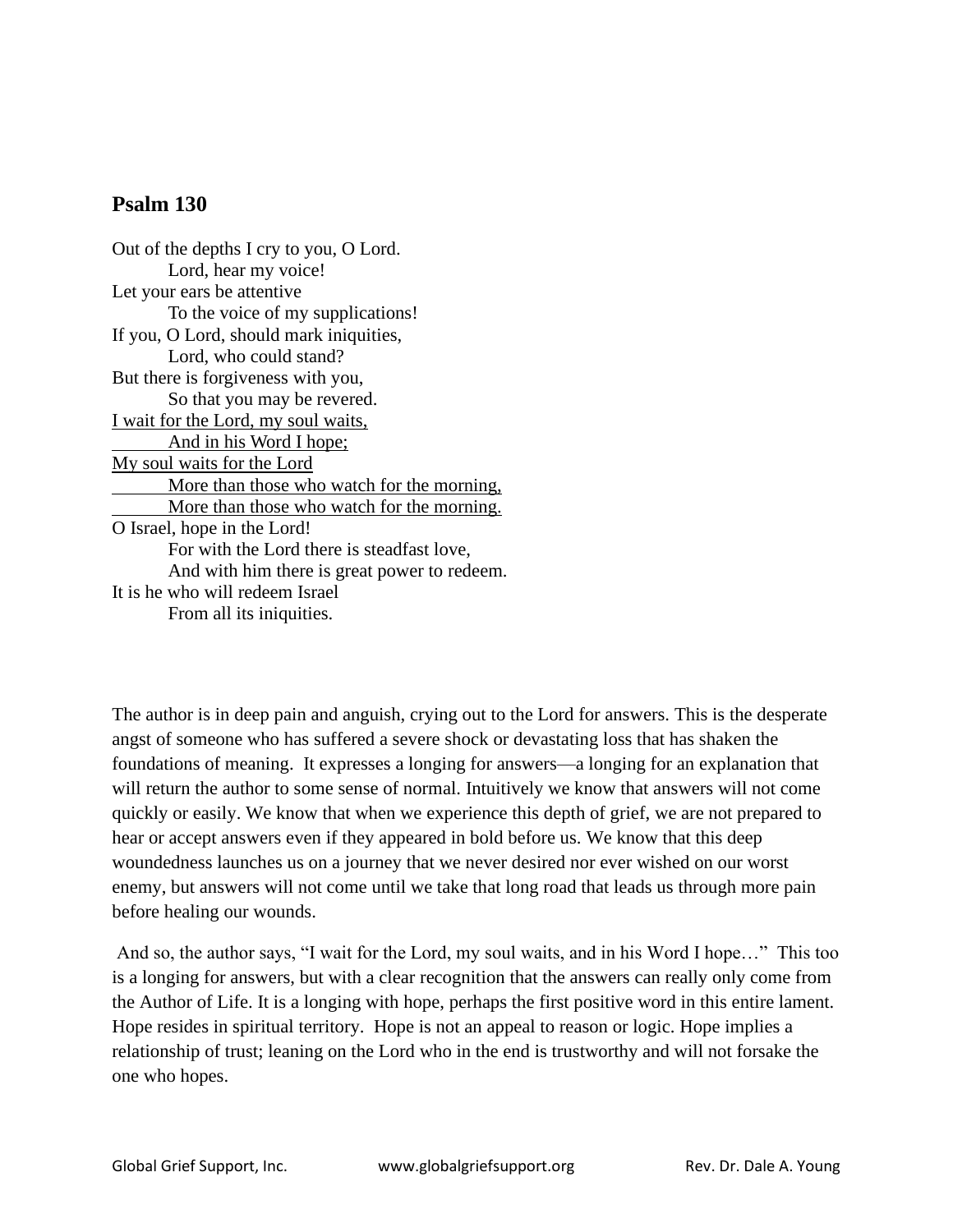## Psalm 130

Out of the depths I cry to you, O Lord.
&nbsp;&nbsp;&nbsp;&nbsp;&nbsp;&nbsp;&nbsp;&nbsp;Lord, hear my voice!
Let your ears be attentive
&nbsp;&nbsp;&nbsp;&nbsp;&nbsp;&nbsp;&nbsp;&nbsp;To the voice of my supplications!
If you, O Lord, should mark iniquities,
&nbsp;&nbsp;&nbsp;&nbsp;&nbsp;&nbsp;&nbsp;&nbsp;Lord, who could stand?
But there is forgiveness with you,
&nbsp;&nbsp;&nbsp;&nbsp;&nbsp;&nbsp;&nbsp;&nbsp;So that you may be revered.
<u>I wait for the Lord, my soul waits,</u>
&nbsp;&nbsp;&nbsp;&nbsp;&nbsp;&nbsp;&nbsp;&nbsp;<u>And in his Word I hope;</u>
<u>My soul waits for the Lord</u>
&nbsp;&nbsp;&nbsp;&nbsp;&nbsp;&nbsp;&nbsp;&nbsp;<u>More than those who watch for the morning,</u>
&nbsp;&nbsp;&nbsp;&nbsp;&nbsp;&nbsp;&nbsp;&nbsp;<u>More than those who watch for the morning.</u>
O Israel, hope in the Lord!
&nbsp;&nbsp;&nbsp;&nbsp;&nbsp;&nbsp;&nbsp;&nbsp;For with the Lord there is steadfast love,
&nbsp;&nbsp;&nbsp;&nbsp;&nbsp;&nbsp;&nbsp;&nbsp;And with him there is great power to redeem.
It is he who will redeem Israel
&nbsp;&nbsp;&nbsp;&nbsp;&nbsp;&nbsp;&nbsp;&nbsp;From all its iniquities.

The author is in deep pain and anguish, crying out to the Lord for answers. This is the desperate angst of someone who has suffered a severe shock or devastating loss that has shaken the foundations of meaning. It expresses a longing for answers—a longing for an explanation that will return the author to some sense of normal. Intuitively we know that answers will not come quickly or easily. We know that when we experience this depth of grief, we are not prepared to hear or accept answers even if they appeared in bold before us. We know that this deep woundedness launches us on a journey that we never desired nor ever wished on our worst enemy, but answers will not come until we take that long road that leads us through more pain before healing our wounds.

And so, the author says, "I wait for the Lord, my soul waits, and in his Word I hope…" This too is a longing for answers, but with a clear recognition that the answers can really only come from the Author of Life. It is a longing with hope, perhaps the first positive word in this entire lament. Hope resides in spiritual territory. Hope is not an appeal to reason or logic. Hope implies a relationship of trust; leaning on the Lord who in the end is trustworthy and will not forsake the one who hopes.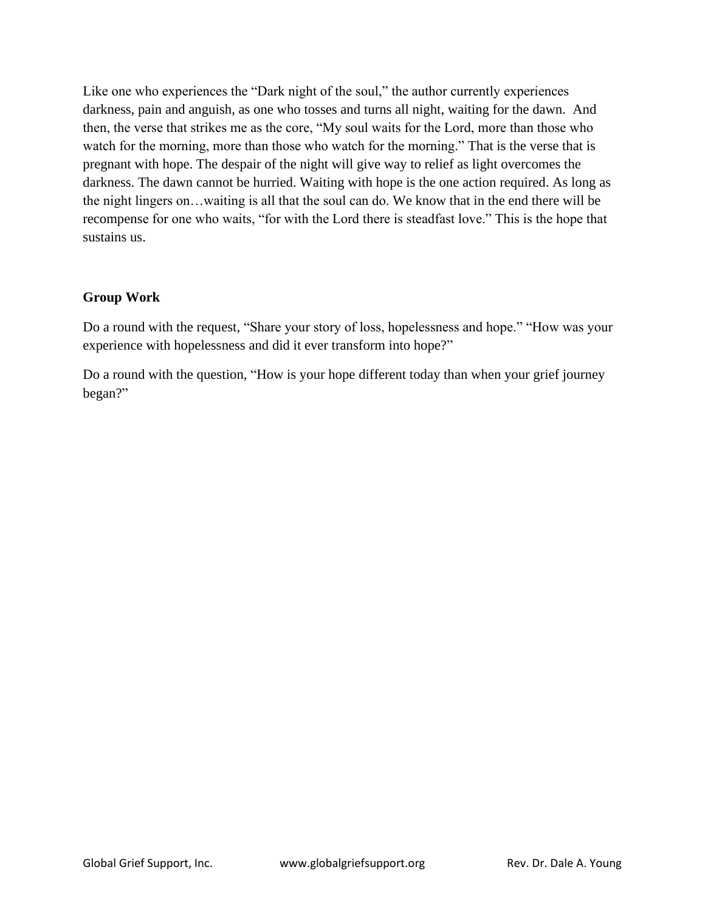Like one who experiences the "Dark night of the soul," the author currently experiences darkness, pain and anguish, as one who tosses and turns all night, waiting for the dawn. And then, the verse that strikes me as the core, "My soul waits for the Lord, more than those who watch for the morning, more than those who watch for the morning." That is the verse that is pregnant with hope. The despair of the night will give way to relief as light overcomes the darkness. The dawn cannot be hurried. Waiting with hope is the one action required. As long as the night lingers on…waiting is all that the soul can do. We know that in the end there will be recompense for one who waits, "for with the Lord there is steadfast love." This is the hope that sustains us.

**Group Work**

Do a round with the request, "Share your story of loss, hopelessness and hope." "How was your experience with hopelessness and did it ever transform into hope?"

Do a round with the question, "How is your hope different today than when your grief journey began?"